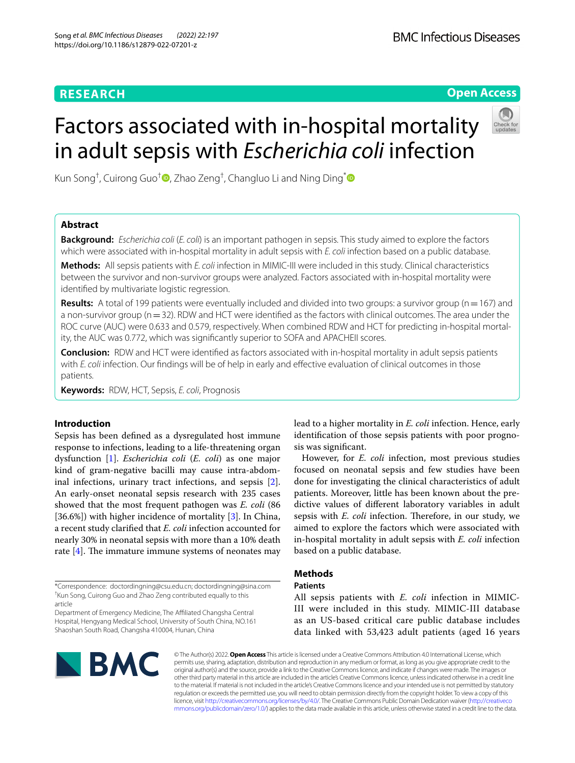RESEARCH

Open Access

# Factors associated with in-hospital mortality in adult sepsis with *Escherichia coli* infection

Kun Song[†], Cuirong Guo[†], Zhao Zeng[†], Changluo Li and Ning Ding[*]

## Abstract

**Background:** *Escherichia coli* (*E. coli*) is an important pathogen in sepsis. This study aimed to explore the factors which were associated with in-hospital mortality in adult sepsis with *E. coli* infection based on a public database.

**Methods:** All sepsis patients with *E. coli* infection in MIMIC-III were included in this study. Clinical characteristics between the survivor and non-survivor groups were analyzed. Factors associated with in-hospital mortality were identified by multivariate logistic regression.

**Results:** A total of 199 patients were eventually included and divided into two groups: a survivor group (n = 167) and a non-survivor group (n = 32). RDW and HCT were identified as the factors with clinical outcomes. The area under the ROC curve (AUC) were 0.633 and 0.579, respectively. When combined RDW and HCT for predicting in-hospital mortality, the AUC was 0.772, which was significantly superior to SOFA and APACHEII scores.

**Conclusion:** RDW and HCT were identified as factors associated with in-hospital mortality in adult sepsis patients with *E. coli* infection. Our findings will be of help in early and effective evaluation of clinical outcomes in those patients.

**Keywords:** RDW, HCT, Sepsis, *E. coli*, Prognosis

## Introduction

Sepsis has been defined as a dysregulated host immune response to infections, leading to a life-threatening organ dysfunction [1]. *Escherichia coli* (*E. coli*) as one major kind of gram-negative bacilli may cause intra-abdominal infections, urinary tract infections, and sepsis [2]. An early-onset neonatal sepsis research with 235 cases showed that the most frequent pathogen was *E. coli* (86 [36.6%]) with higher incidence of mortality [3]. In China, a recent study clarified that *E. coli* infection accounted for nearly 30% in neonatal sepsis with more than a 10% death rate [4]. The immature immune systems of neonates may lead to a higher mortality in *E. coli* infection. Hence, early identification of those sepsis patients with poor prognosis was significant.

However, for *E. coli* infection, most previous studies focused on neonatal sepsis and few studies have been done for investigating the clinical characteristics of adult patients. Moreover, little has been known about the predictive values of different laboratory variables in adult sepsis with *E. coli* infection. Therefore, in our study, we aimed to explore the factors which were associated with in-hospital mortality in adult sepsis with *E. coli* infection based on a public database.

## Methods

### Patients

All sepsis patients with *E. coli* infection in MIMIC-III were included in this study. MIMIC-III database as an US-based critical care public database includes data linked with 53,423 adult patients (aged 16 years

*Correspondence: doctordingning@csu.edu.cn; doctordingning@sina.com

[†]Kun Song, Cuirong Guo and Zhao Zeng contributed equally to this article

Department of Emergency Medicine, The Affiliated Changsha Central Hospital, Hengyang Medical School, University of South China, NO.161 Shaoshan South Road, Changsha 410004, Hunan, China

© The Author(s) 2022. **Open Access** This article is licensed under a Creative Commons Attribution 4.0 International License, which permits use, sharing, adaptation, distribution and reproduction in any medium or format, as long as you give appropriate credit to the original author(s) and the source, provide a link to the Creative Commons licence, and indicate if changes were made. The images or other third party material in this article are included in the article's Creative Commons licence, unless indicated otherwise in a credit line to the material. If material is not included in the article's Creative Commons licence and your intended use is not permitted by statutory regulation or exceeds the permitted use, you will need to obtain permission directly from the copyright holder. To view a copy of this licence, visit http://creativecommons.org/licenses/by/4.0/. The Creative Commons Public Domain Dedication waiver (http://creativecommons.org/publicdomain/zero/1.0/) applies to the data made available in this article, unless otherwise stated in a credit line to the data.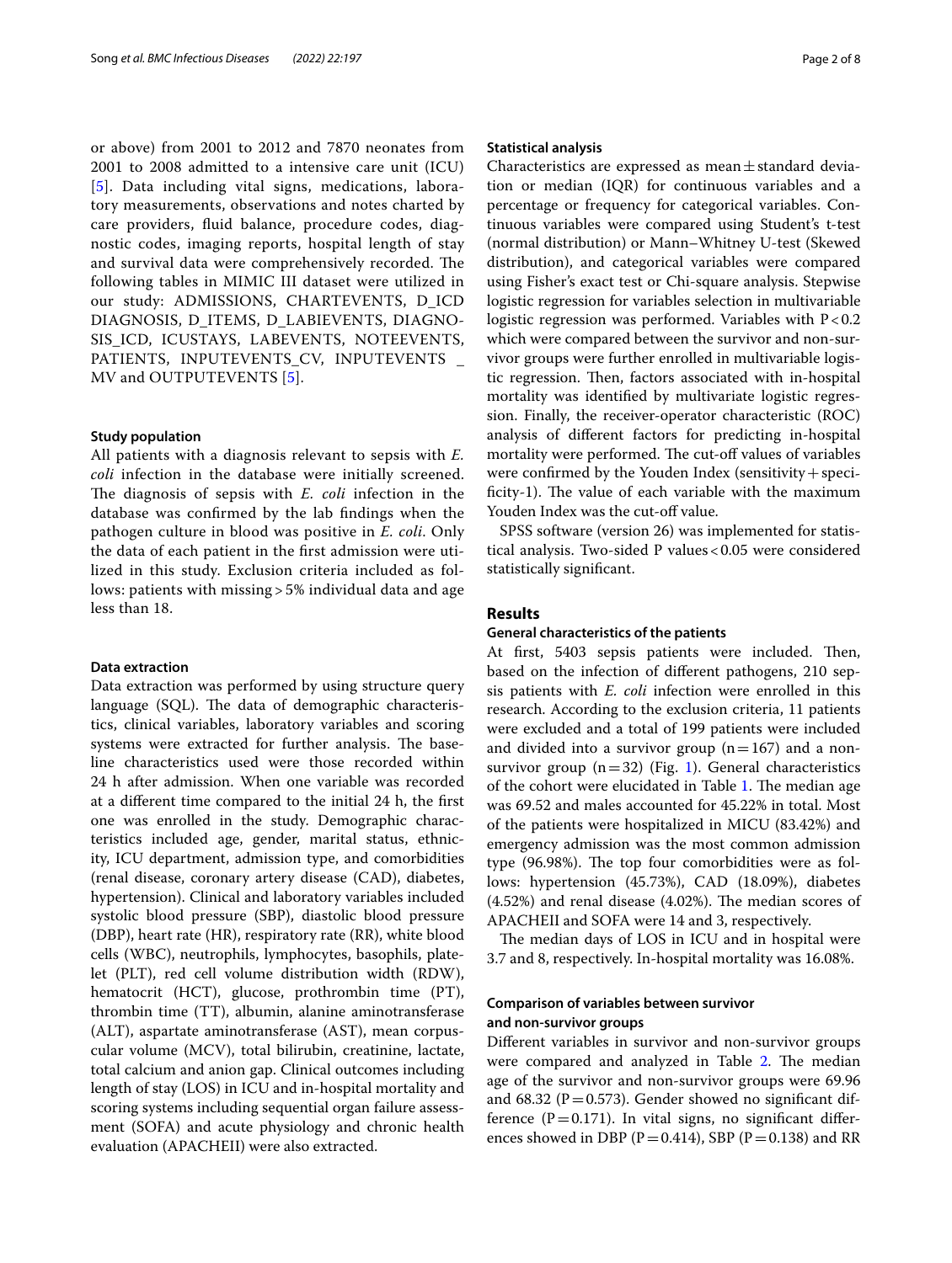or above) from 2001 to 2012 and 7870 neonates from 2001 to 2008 admitted to a intensive care unit (ICU) [5]. Data including vital signs, medications, laboratory measurements, observations and notes charted by care providers, fluid balance, procedure codes, diagnostic codes, imaging reports, hospital length of stay and survival data were comprehensively recorded. The following tables in MIMIC III dataset were utilized in our study: ADMISSIONS, CHARTEVENTS, D_ICD DIAGNOSIS, D_ITEMS, D_LABIEVENTS, DIAGNOSIS_ICD, ICUSTAYS, LABEVENTS, NOTEEVENTS, PATIENTS, INPUTEVENTS_CV, INPUTEVENTS _ MV and OUTPUTEVENTS [5].

### Study population

All patients with a diagnosis relevant to sepsis with *E. coli* infection in the database were initially screened. The diagnosis of sepsis with *E. coli* infection in the database was confirmed by the lab findings when the pathogen culture in blood was positive in *E. coli*. Only the data of each patient in the first admission were utilized in this study. Exclusion criteria included as follows: patients with missing > 5% individual data and age less than 18.

### Data extraction

Data extraction was performed by using structure query language (SQL). The data of demographic characteristics, clinical variables, laboratory variables and scoring systems were extracted for further analysis. The baseline characteristics used were those recorded within 24 h after admission. When one variable was recorded at a different time compared to the initial 24 h, the first one was enrolled in the study. Demographic characteristics included age, gender, marital status, ethnicity, ICU department, admission type, and comorbidities (renal disease, coronary artery disease (CAD), diabetes, hypertension). Clinical and laboratory variables included systolic blood pressure (SBP), diastolic blood pressure (DBP), heart rate (HR), respiratory rate (RR), white blood cells (WBC), neutrophils, lymphocytes, basophils, platelet (PLT), red cell volume distribution width (RDW), hematocrit (HCT), glucose, prothrombin time (PT), thrombin time (TT), albumin, alanine aminotransferase (ALT), aspartate aminotransferase (AST), mean corpuscular volume (MCV), total bilirubin, creatinine, lactate, total calcium and anion gap. Clinical outcomes including length of stay (LOS) in ICU and in-hospital mortality and scoring systems including sequential organ failure assessment (SOFA) and acute physiology and chronic health evaluation (APACHEII) were also extracted.

### Statistical analysis

Characteristics are expressed as mean ± standard deviation or median (IQR) for continuous variables and a percentage or frequency for categorical variables. Continuous variables were compared using Student's t-test (normal distribution) or Mann–Whitney U-test (Skewed distribution), and categorical variables were compared using Fisher's exact test or Chi-square analysis. Stepwise logistic regression for variables selection in multivariable logistic regression was performed. Variables with $P < 0.2$ which were compared between the survivor and non-survivor groups were further enrolled in multivariable logistic regression. Then, factors associated with in-hospital mortality was identified by multivariate logistic regression. Finally, the receiver-operator characteristic (ROC) analysis of different factors for predicting in-hospital mortality were performed. The cut-off values of variables were confirmed by the Youden Index (sensitivity + specificity-1). The value of each variable with the maximum Youden Index was the cut-off value.

SPSS software (version 26) was implemented for statistical analysis. Two-sided P values < 0.05 were considered statistically significant.

## Results

### General characteristics of the patients

At first, 5403 sepsis patients were included. Then, based on the infection of different pathogens, 210 sepsis patients with *E. coli* infection were enrolled in this research. According to the exclusion criteria, 11 patients were excluded and a total of 199 patients were included and divided into a survivor group ($n = 167$) and a non-survivor group ($n = 32$) (Fig. 1). General characteristics of the cohort were elucidated in Table 1. The median age was 69.52 and males accounted for 45.22% in total. Most of the patients were hospitalized in MICU (83.42%) and emergency admission was the most common admission type (96.98%). The top four comorbidities were as follows: hypertension (45.73%), CAD (18.09%), diabetes (4.52%) and renal disease (4.02%). The median scores of APACHEII and SOFA were 14 and 3, respectively.

The median days of LOS in ICU and in hospital were 3.7 and 8, respectively. In-hospital mortality was 16.08%.

### Comparison of variables between survivor and non-survivor groups

Different variables in survivor and non-survivor groups were compared and analyzed in Table 2. The median age of the survivor and non-survivor groups were 69.96 and 68.32 ($P = 0.573$). Gender showed no significant difference ($P = 0.171$). In vital signs, no significant differences showed in DBP ($P = 0.414$), SBP ($P = 0.138$) and RR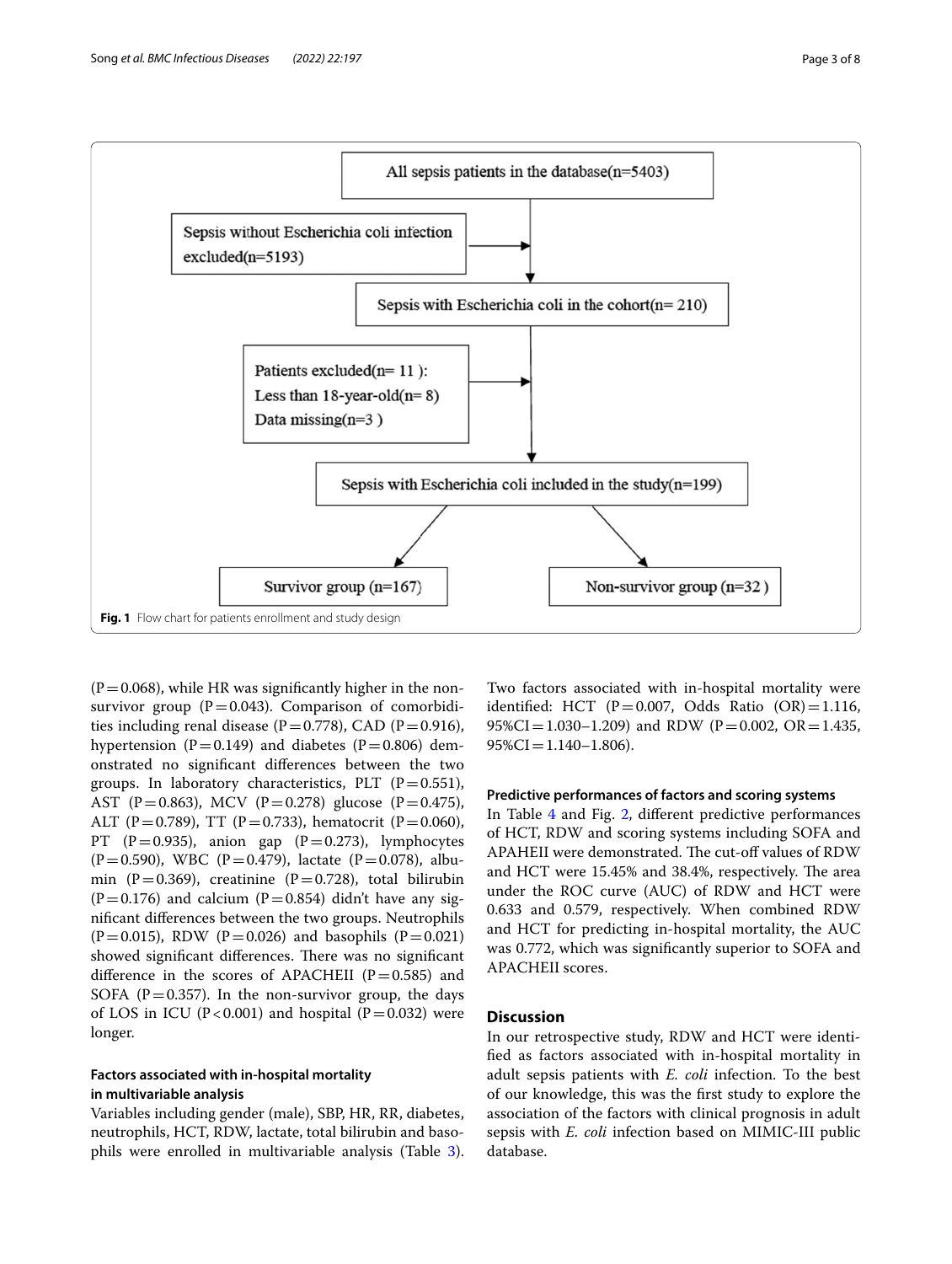All sepsis patients in the database(n=5403)

Sepsis without Escherichia coli infection excluded(n=5193)

Sepsis with Escherichia coli in the cohort(n= 210)

Patients excluded(n= 11 ):
Less than 18-year-old(n= 8)
Data missing(n=3 )

Sepsis with Escherichia coli included in the study(n=199)

Survivor group (n=167)

Non-survivor group (n=32 )

**Fig. 1** Flow chart for patients enrollment and study design

(P = 0.068), while HR was significantly higher in the non-survivor group (P = 0.043). Comparison of comorbidities including renal disease (P = 0.778), CAD (P = 0.916), hypertension (P = 0.149) and diabetes (P = 0.806) demonstrated no significant differences between the two groups. In laboratory characteristics, PLT (P = 0.551), AST (P = 0.863), MCV (P = 0.278) glucose (P = 0.475), ALT (P = 0.789), TT (P = 0.733), hematocrit (P = 0.060), PT (P = 0.935), anion gap (P = 0.273), lymphocytes (P = 0.590), WBC (P = 0.479), lactate (P = 0.078), albumin (P = 0.369), creatinine (P = 0.728), total bilirubin (P = 0.176) and calcium (P = 0.854) didn't have any significant differences between the two groups. Neutrophils (P = 0.015), RDW (P = 0.026) and basophils (P = 0.021) showed significant differences. There was no significant difference in the scores of APACHEII (P = 0.585) and SOFA (P = 0.357). In the non-survivor group, the days of LOS in ICU (P < 0.001) and hospital (P = 0.032) were longer.

### Factors associated with in-hospital mortality in multivariable analysis

Variables including gender (male), SBP, HR, RR, diabetes, neutrophils, HCT, RDW, lactate, total bilirubin and basophils were enrolled in multivariable analysis (Table 3). Two factors associated with in-hospital mortality were identified: HCT (P = 0.007, Odds Ratio (OR) = 1.116, 95%CI = 1.030–1.209) and RDW (P = 0.002, OR = 1.435, 95%CI = 1.140–1.806).

### Predictive performances of factors and scoring systems

In Table 4 and Fig. 2, different predictive performances of HCT, RDW and scoring systems including SOFA and APAHEII were demonstrated. The cut-off values of RDW and HCT were 15.45% and 38.4%, respectively. The area under the ROC curve (AUC) of RDW and HCT were 0.633 and 0.579, respectively. When combined RDW and HCT for predicting in-hospital mortality, the AUC was 0.772, which was significantly superior to SOFA and APACHEII scores.

## Discussion

In our retrospective study, RDW and HCT were identified as factors associated with in-hospital mortality in adult sepsis patients with *E. coli* infection. To the best of our knowledge, this was the first study to explore the association of the factors with clinical prognosis in adult sepsis with *E. coli* infection based on MIMIC-III public database.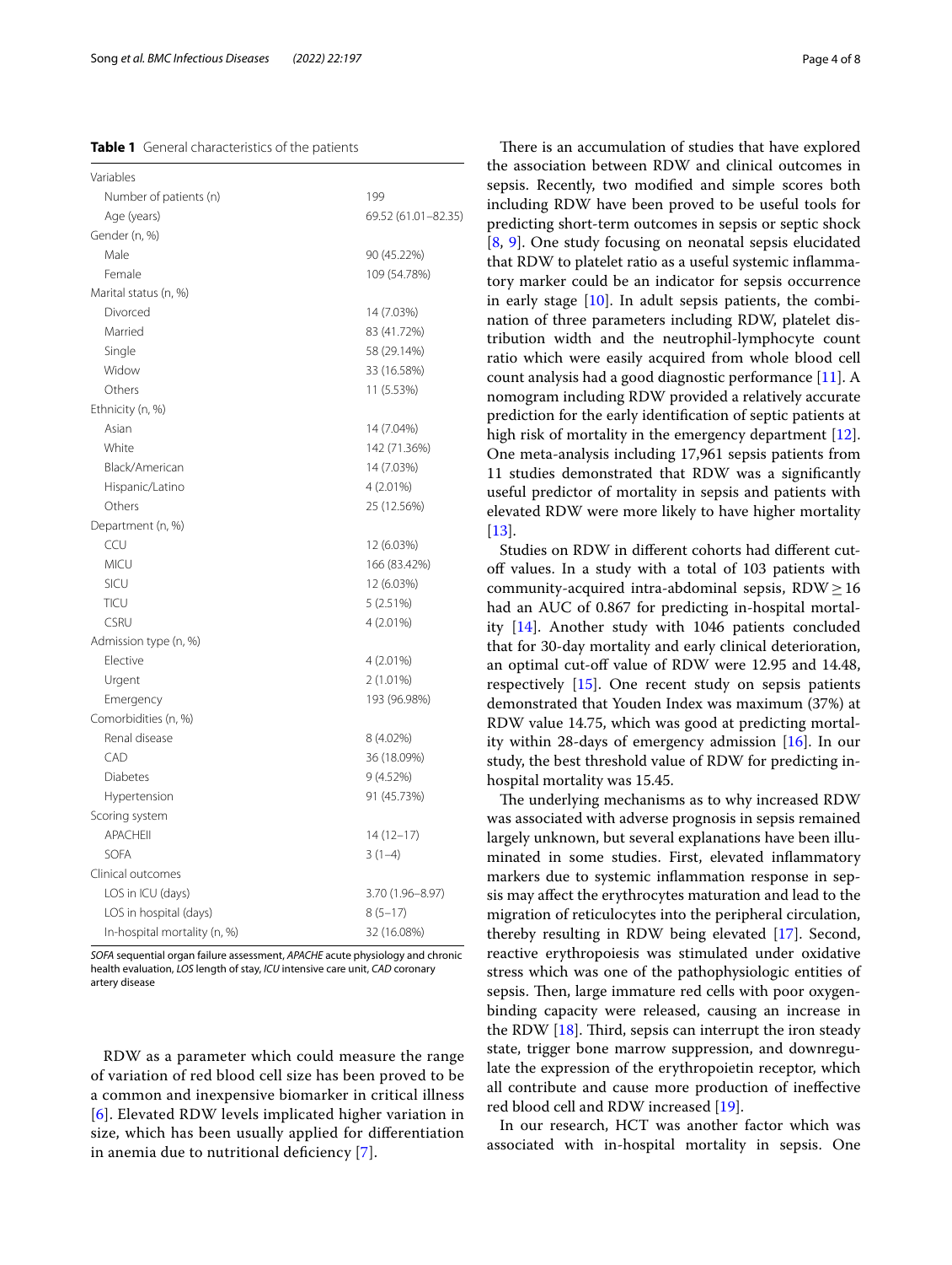**Table 1** General characteristics of the patients

| Variables | |
|---|---|
| Number of patients (n) | 199 |
| Age (years) | 69.52 (61.01–82.35) |
| Gender (n, %) | |
| Male | 90 (45.22%) |
| Female | 109 (54.78%) |
| Marital status (n, %) | |
| Divorced | 14 (7.03%) |
| Married | 83 (41.72%) |
| Single | 58 (29.14%) |
| Widow | 33 (16.58%) |
| Others | 11 (5.53%) |
| Ethnicity (n, %) | |
| Asian | 14 (7.04%) |
| White | 142 (71.36%) |
| Black/American | 14 (7.03%) |
| Hispanic/Latino | 4 (2.01%) |
| Others | 25 (12.56%) |
| Department (n, %) | |
| CCU | 12 (6.03%) |
| MICU | 166 (83.42%) |
| SICU | 12 (6.03%) |
| TICU | 5 (2.51%) |
| CSRU | 4 (2.01%) |
| Admission type (n, %) | |
| Elective | 4 (2.01%) |
| Urgent | 2 (1.01%) |
| Emergency | 193 (96.98%) |
| Comorbidities (n, %) | |
| Renal disease | 8 (4.02%) |
| CAD | 36 (18.09%) |
| Diabetes | 9 (4.52%) |
| Hypertension | 91 (45.73%) |
| Scoring system | |
| APACHEII | 14 (12–17) |
| SOFA | 3 (1–4) |
| Clinical outcomes | |
| LOS in ICU (days) | 3.70 (1.96–8.97) |
| LOS in hospital (days) | 8 (5–17) |
| In-hospital mortality (n, %) | 32 (16.08%) |

*SOFA* sequential organ failure assessment, *APACHE* acute physiology and chronic health evaluation, *LOS* length of stay, *ICU* intensive care unit, *CAD* coronary artery disease

RDW as a parameter which could measure the range of variation of red blood cell size has been proved to be a common and inexpensive biomarker in critical illness [6]. Elevated RDW levels implicated higher variation in size, which has been usually applied for differentiation in anemia due to nutritional deficiency [7].

There is an accumulation of studies that have explored the association between RDW and clinical outcomes in sepsis. Recently, two modified and simple scores both including RDW have been proved to be useful tools for predicting short-term outcomes in sepsis or septic shock [8, 9]. One study focusing on neonatal sepsis elucidated that RDW to platelet ratio as a useful systemic inflammatory marker could be an indicator for sepsis occurrence in early stage [10]. In adult sepsis patients, the combination of three parameters including RDW, platelet distribution width and the neutrophil-lymphocyte count ratio which were easily acquired from whole blood cell count analysis had a good diagnostic performance [11]. A nomogram including RDW provided a relatively accurate prediction for the early identification of septic patients at high risk of mortality in the emergency department [12]. One meta-analysis including 17,961 sepsis patients from 11 studies demonstrated that RDW was a significantly useful predictor of mortality in sepsis and patients with elevated RDW were more likely to have higher mortality [13].

Studies on RDW in different cohorts had different cut-off values. In a study with a total of 103 patients with community-acquired intra-abdominal sepsis, RDW $\geq$ 16 had an AUC of 0.867 for predicting in-hospital mortality [14]. Another study with 1046 patients concluded that for 30-day mortality and early clinical deterioration, an optimal cut-off value of RDW were 12.95 and 14.48, respectively [15]. One recent study on sepsis patients demonstrated that Youden Index was maximum (37%) at RDW value 14.75, which was good at predicting mortality within 28-days of emergency admission [16]. In our study, the best threshold value of RDW for predicting in-hospital mortality was 15.45.

The underlying mechanisms as to why increased RDW was associated with adverse prognosis in sepsis remained largely unknown, but several explanations have been illuminated in some studies. First, elevated inflammatory markers due to systemic inflammation response in sepsis may affect the erythrocytes maturation and lead to the migration of reticulocytes into the peripheral circulation, thereby resulting in RDW being elevated [17]. Second, reactive erythropoiesis was stimulated under oxidative stress which was one of the pathophysiologic entities of sepsis. Then, large immature red cells with poor oxygen-binding capacity were released, causing an increase in the RDW [18]. Third, sepsis can interrupt the iron steady state, trigger bone marrow suppression, and downregulate the expression of the erythropoietin receptor, which all contribute and cause more production of ineffective red blood cell and RDW increased [19].

In our research, HCT was another factor which was associated with in-hospital mortality in sepsis. One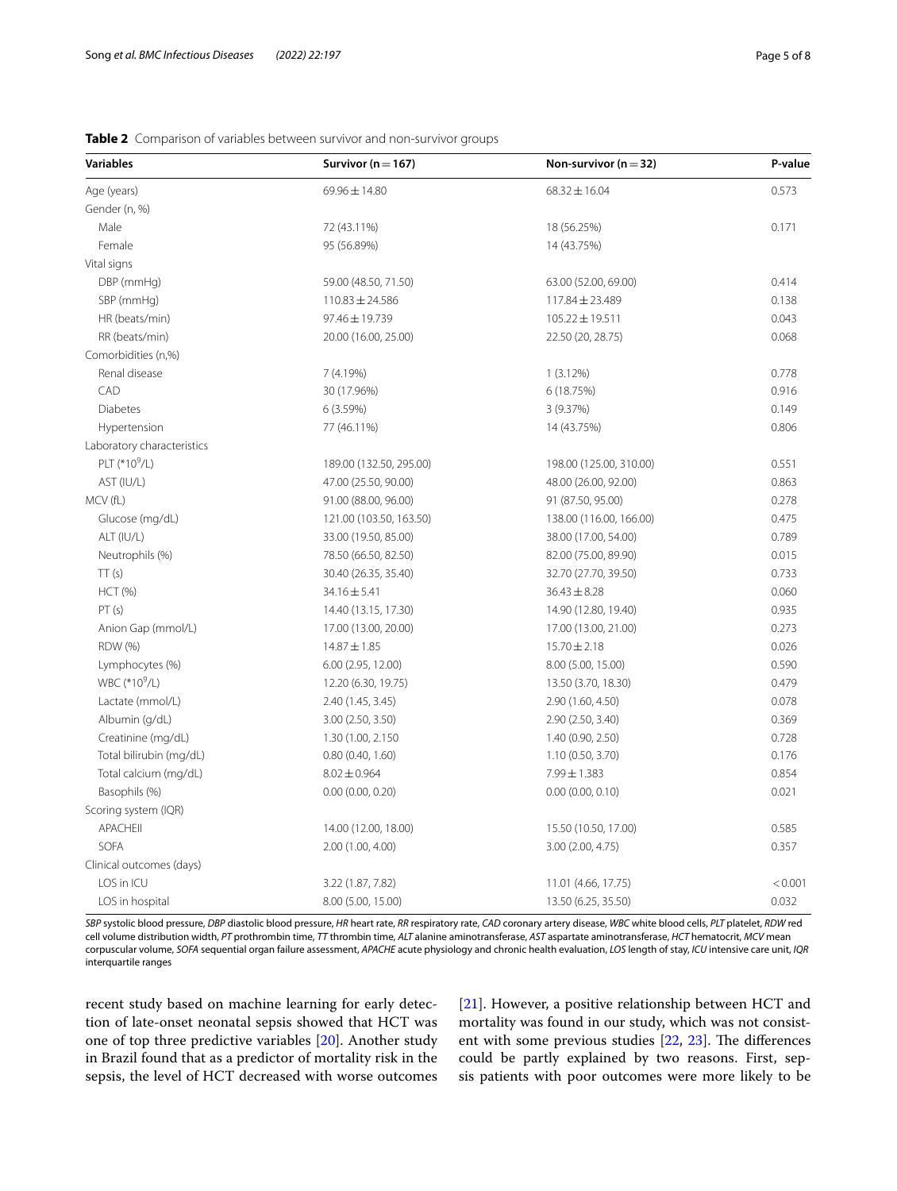**Table 2** Comparison of variables between survivor and non-survivor groups

| Variables | Survivor (n = 167) | Non-survivor (n = 32) | P-value |
|---|---|---|---|
| Age (years) | 69.96 ± 14.80 | 68.32 ± 16.04 | 0.573 |
| Gender (n, %) | | | |
| Male | 72 (43.11%) | 18 (56.25%) | 0.171 |
| Female | 95 (56.89%) | 14 (43.75%) | |
| Vital signs | | | |
| DBP (mmHg) | 59.00 (48.50, 71.50) | 63.00 (52.00, 69.00) | 0.414 |
| SBP (mmHg) | 110.83 ± 24.586 | 117.84 ± 23.489 | 0.138 |
| HR (beats/min) | 97.46 ± 19.739 | 105.22 ± 19.511 | 0.043 |
| RR (beats/min) | 20.00 (16.00, 25.00) | 22.50 (20, 28.75) | 0.068 |
| Comorbidities (n,%) | | | |
| Renal disease | 7 (4.19%) | 1 (3.12%) | 0.778 |
| CAD | 30 (17.96%) | 6 (18.75%) | 0.916 |
| Diabetes | 6 (3.59%) | 3 (9.37%) | 0.149 |
| Hypertension | 77 (46.11%) | 14 (43.75%) | 0.806 |
| Laboratory characteristics | | | |
| PLT (*$10^9$/L) | 189.00 (132.50, 295.00) | 198.00 (125.00, 310.00) | 0.551 |
| AST (IU/L) | 47.00 (25.50, 90.00) | 48.00 (26.00, 92.00) | 0.863 |
| MCV (fL) | 91.00 (88.00, 96.00) | 91 (87.50, 95.00) | 0.278 |
| Glucose (mg/dL) | 121.00 (103.50, 163.50) | 138.00 (116.00, 166.00) | 0.475 |
| ALT (IU/L) | 33.00 (19.50, 85.00) | 38.00 (17.00, 54.00) | 0.789 |
| Neutrophils (%) | 78.50 (66.50, 82.50) | 82.00 (75.00, 89.90) | 0.015 |
| TT (s) | 30.40 (26.35, 35.40) | 32.70 (27.70, 39.50) | 0.733 |
| HCT (%) | 34.16 ± 5.41 | 36.43 ± 8.28 | 0.060 |
| PT (s) | 14.40 (13.15, 17.30) | 14.90 (12.80, 19.40) | 0.935 |
| Anion Gap (mmol/L) | 17.00 (13.00, 20.00) | 17.00 (13.00, 21.00) | 0.273 |
| RDW (%) | 14.87 ± 1.85 | 15.70 ± 2.18 | 0.026 |
| Lymphocytes (%) | 6.00 (2.95, 12.00) | 8.00 (5.00, 15.00) | 0.590 |
| WBC (*$10^9$/L) | 12.20 (6.30, 19.75) | 13.50 (3.70, 18.30) | 0.479 |
| Lactate (mmol/L) | 2.40 (1.45, 3.45) | 2.90 (1.60, 4.50) | 0.078 |
| Albumin (g/dL) | 3.00 (2.50, 3.50) | 2.90 (2.50, 3.40) | 0.369 |
| Creatinine (mg/dL) | 1.30 (1.00, 2.150 | 1.40 (0.90, 2.50) | 0.728 |
| Total bilirubin (mg/dL) | 0.80 (0.40, 1.60) | 1.10 (0.50, 3.70) | 0.176 |
| Total calcium (mg/dL) | 8.02 ± 0.964 | 7.99 ± 1.383 | 0.854 |
| Basophils (%) | 0.00 (0.00, 0.20) | 0.00 (0.00, 0.10) | 0.021 |
| Scoring system (IQR) | | | |
| APACHEII | 14.00 (12.00, 18.00) | 15.50 (10.50, 17.00) | 0.585 |
| SOFA | 2.00 (1.00, 4.00) | 3.00 (2.00, 4.75) | 0.357 |
| Clinical outcomes (days) | | | |
| LOS in ICU | 3.22 (1.87, 7.82) | 11.01 (4.66, 17.75) | < 0.001 |
| LOS in hospital | 8.00 (5.00, 15.00) | 13.50 (6.25, 35.50) | 0.032 |

*SBP* systolic blood pressure, *DBP* diastolic blood pressure, *HR* heart rate, *RR* respiratory rate, *CAD* coronary artery disease, *WBC* white blood cells, *PLT* platelet, *RDW* red cell volume distribution width, *PT* prothrombin time, *TT* thrombin time, *ALT* alanine aminotransferase, *AST* aspartate aminotransferase, *HCT* hematocrit, *MCV* mean corpuscular volume, *SOFA* sequential organ failure assessment, *APACHE* acute physiology and chronic health evaluation, *LOS* length of stay, *ICU* intensive care unit, *IQR* interquartile ranges

recent study based on machine learning for early detection of late-onset neonatal sepsis showed that HCT was one of top three predictive variables [20]. Another study in Brazil found that as a predictor of mortality risk in the sepsis, the level of HCT decreased with worse outcomes [21]. However, a positive relationship between HCT and mortality was found in our study, which was not consistent with some previous studies [22, 23]. The differences could be partly explained by two reasons. First, sepsis patients with poor outcomes were more likely to be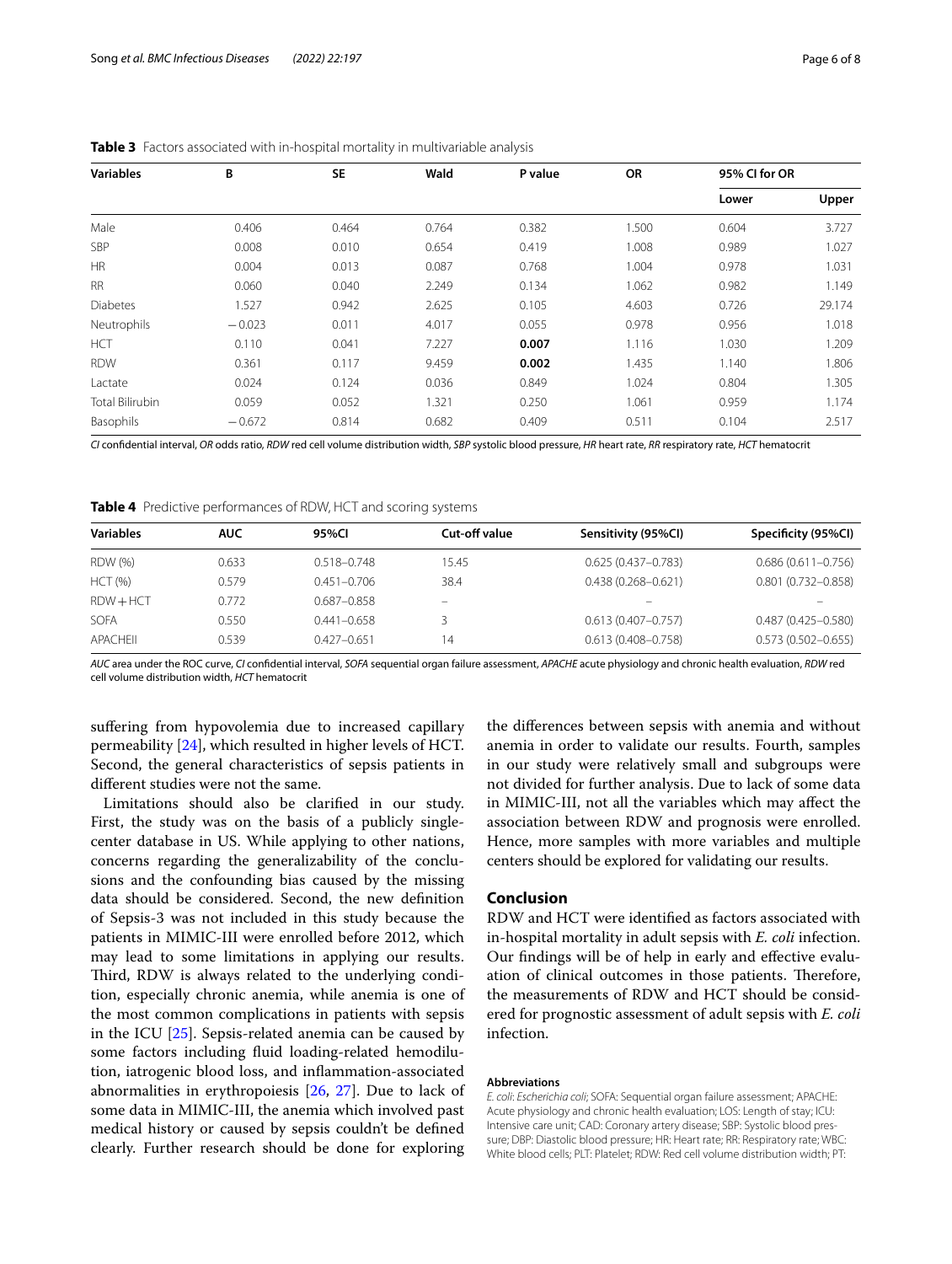**Table 3** Factors associated with in-hospital mortality in multivariable analysis

| Variables | B | SE | Wald | P value | OR | 95% CI for OR | |
|---|---|---|---|---|---|---|---|
| | | | | | | Lower | Upper |
| Male | 0.406 | 0.464 | 0.764 | 0.382 | 1.500 | 0.604 | 3.727 |
| SBP | 0.008 | 0.010 | 0.654 | 0.419 | 1.008 | 0.989 | 1.027 |
| HR | 0.004 | 0.013 | 0.087 | 0.768 | 1.004 | 0.978 | 1.031 |
| RR | 0.060 | 0.040 | 2.249 | 0.134 | 1.062 | 0.982 | 1.149 |
| Diabetes | 1.527 | 0.942 | 2.625 | 0.105 | 4.603 | 0.726 | 29.174 |
| Neutrophils | −0.023 | 0.011 | 4.017 | 0.055 | 0.978 | 0.956 | 1.018 |
| HCT | 0.110 | 0.041 | 7.227 | **0.007** | 1.116 | 1.030 | 1.209 |
| RDW | 0.361 | 0.117 | 9.459 | **0.002** | 1.435 | 1.140 | 1.806 |
| Lactate | 0.024 | 0.124 | 0.036 | 0.849 | 1.024 | 0.804 | 1.305 |
| Total Bilirubin | 0.059 | 0.052 | 1.321 | 0.250 | 1.061 | 0.959 | 1.174 |
| Basophils | −0.672 | 0.814 | 0.682 | 0.409 | 0.511 | 0.104 | 2.517 |

*CI* confidential interval, *OR* odds ratio, *RDW* red cell volume distribution width, *SBP* systolic blood pressure, *HR* heart rate, *RR* respiratory rate, *HCT* hematocrit

**Table 4** Predictive performances of RDW, HCT and scoring systems

| Variables | AUC | 95%CI | Cut-off value | Sensitivity (95%CI) | Specificity (95%CI) |
|---|---|---|---|---|---|
| RDW (%) | 0.633 | 0.518–0.748 | 15.45 | 0.625 (0.437–0.783) | 0.686 (0.611–0.756) |
| HCT (%) | 0.579 | 0.451–0.706 | 38.4 | 0.438 (0.268–0.621) | 0.801 (0.732–0.858) |
| RDW + HCT | 0.772 | 0.687–0.858 | – | – | – |
| SOFA | 0.550 | 0.441–0.658 | 3 | 0.613 (0.407–0.757) | 0.487 (0.425–0.580) |
| APACHEII | 0.539 | 0.427–0.651 | 14 | 0.613 (0.408–0.758) | 0.573 (0.502–0.655) |

*AUC* area under the ROC curve, *CI* confidential interval, *SOFA* sequential organ failure assessment, *APACHE* acute physiology and chronic health evaluation, *RDW* red cell volume distribution width, *HCT* hematocrit

suffering from hypovolemia due to increased capillary permeability [24], which resulted in higher levels of HCT. Second, the general characteristics of sepsis patients in different studies were not the same.

Limitations should also be clarified in our study. First, the study was on the basis of a publicly single-center database in US. While applying to other nations, concerns regarding the generalizability of the conclusions and the confounding bias caused by the missing data should be considered. Second, the new definition of Sepsis-3 was not included in this study because the patients in MIMIC-III were enrolled before 2012, which may lead to some limitations in applying our results. Third, RDW is always related to the underlying condition, especially chronic anemia, while anemia is one of the most common complications in patients with sepsis in the ICU [25]. Sepsis-related anemia can be caused by some factors including fluid loading-related hemodilution, iatrogenic blood loss, and inflammation-associated abnormalities in erythropoiesis [26, 27]. Due to lack of some data in MIMIC-III, the anemia which involved past medical history or caused by sepsis couldn't be defined clearly. Further research should be done for exploring the differences between sepsis with anemia and without anemia in order to validate our results. Fourth, samples in our study were relatively small and subgroups were not divided for further analysis. Due to lack of some data in MIMIC-III, not all the variables which may affect the association between RDW and prognosis were enrolled. Hence, more samples with more variables and multiple centers should be explored for validating our results.

## Conclusion

RDW and HCT were identified as factors associated with in-hospital mortality in adult sepsis with *E. coli* infection. Our findings will be of help in early and effective evaluation of clinical outcomes in those patients. Therefore, the measurements of RDW and HCT should be considered for prognostic assessment of adult sepsis with *E. coli* infection.

#### Abbreviations

*E. coli*: *Escherichia coli*; SOFA: Sequential organ failure assessment; APACHE: Acute physiology and chronic health evaluation; LOS: Length of stay; ICU: Intensive care unit; CAD: Coronary artery disease; SBP: Systolic blood pressure; DBP: Diastolic blood pressure; HR: Heart rate; RR: Respiratory rate; WBC: White blood cells; PLT: Platelet; RDW: Red cell volume distribution width; PT: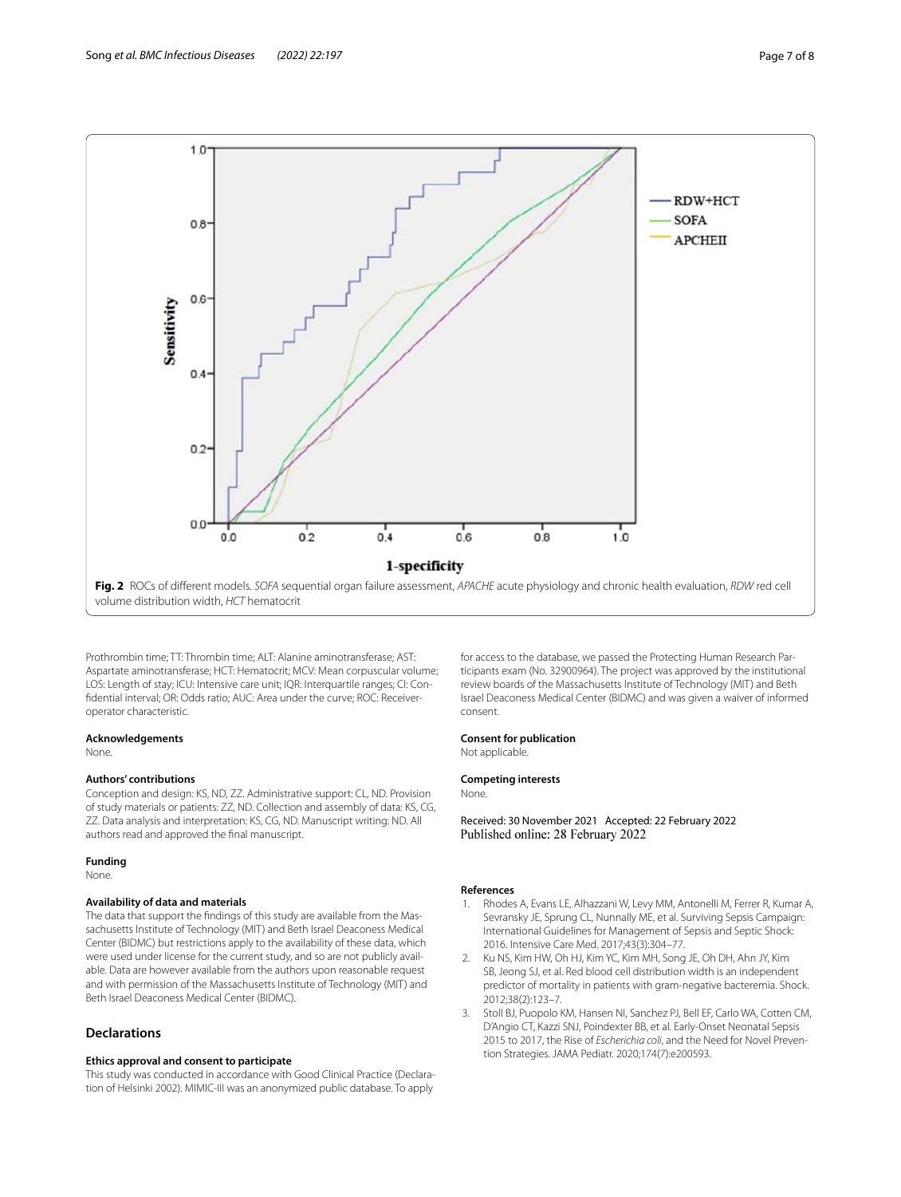1.0
0.8
0.6
0.4
0.2
0.0
Sensitivity
0.0
0.2
0.4
0.6
0.8
1.0
1-specificity
RDW+HCT
SOFA
APCHEII

**Fig. 2** ROCs of different models. *SOFA* sequential organ failure assessment, *APACHE* acute physiology and chronic health evaluation, *RDW* red cell volume distribution width, *HCT* hematocrit

Prothrombin time; TT: Thrombin time; ALT: Alanine aminotransferase; AST: Aspartate aminotransferase; HCT: Hematocrit; MCV: Mean corpuscular volume; LOS: Length of stay; ICU: Intensive care unit; IQR: Interquartile ranges; CI: Confidential interval; OR: Odds ratio; AUC: Area under the curve; ROC: Receiver-operator characteristic.

### Acknowledgements

None.

### Authors' contributions

Conception and design: KS, ND, ZZ. Administrative support: CL, ND. Provision of study materials or patients: ZZ, ND. Collection and assembly of data: KS, CG, ZZ. Data analysis and interpretation: KS, CG, ND. Manuscript writing: ND. All authors read and approved the final manuscript.

### Funding

None.

### Availability of data and materials

The data that support the findings of this study are available from the Massachusetts Institute of Technology (MIT) and Beth Israel Deaconess Medical Center (BIDMC) but restrictions apply to the availability of these data, which were used under license for the current study, and so are not publicly available. Data are however available from the authors upon reasonable request and with permission of the Massachusetts Institute of Technology (MIT) and Beth Israel Deaconess Medical Center (BIDMC).

## Declarations

### Ethics approval and consent to participate

This study was conducted in accordance with Good Clinical Practice (Declaration of Helsinki 2002). MIMIC-III was an anonymized public database. To apply for access to the database, we passed the Protecting Human Research Participants exam (No. 32900964). The project was approved by the institutional review boards of the Massachusetts Institute of Technology (MIT) and Beth Israel Deaconess Medical Center (BIDMC) and was given a waiver of informed consent.

### Consent for publication

Not applicable.

### Competing interests

None.

Received: 30 November 2021 Accepted: 22 February 2022
Published online: 28 February 2022

### References

1. Rhodes A, Evans LE, Alhazzani W, Levy MM, Antonelli M, Ferrer R, Kumar A, Sevransky JE, Sprung CL, Nunnally ME, et al. Surviving Sepsis Campaign: International Guidelines for Management of Sepsis and Septic Shock: 2016. Intensive Care Med. 2017;43(3):304–77.
2. Ku NS, Kim HW, Oh HJ, Kim YC, Kim MH, Song JE, Oh DH, Ahn JY, Kim SB, Jeong SJ, et al. Red blood cell distribution width is an independent predictor of mortality in patients with gram-negative bacteremia. Shock. 2012;38(2):123–7.
3. Stoll BJ, Puopolo KM, Hansen NI, Sanchez PJ, Bell EF, Carlo WA, Cotten CM, D'Angio CT, Kazzi SNJ, Poindexter BB, et al. Early-Onset Neonatal Sepsis 2015 to 2017, the Rise of *Escherichia coli*, and the Need for Novel Prevention Strategies. JAMA Pediatr. 2020;174(7):e200593.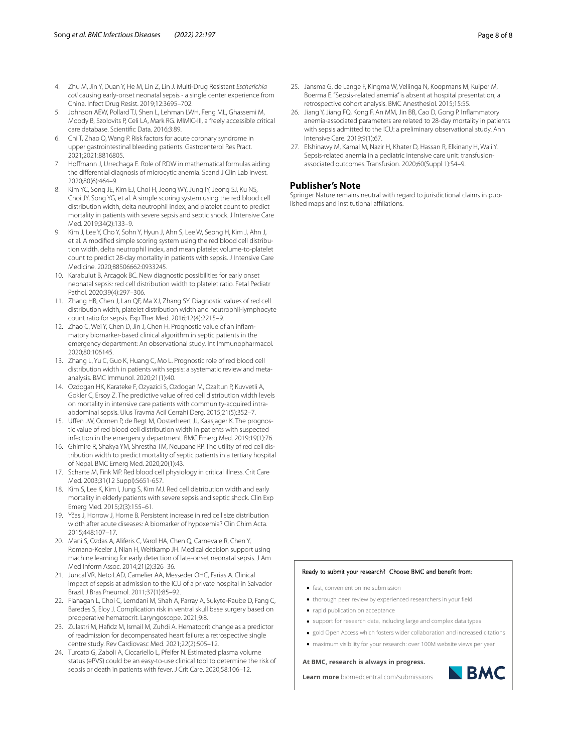4. Zhu M, Jin Y, Duan Y, He M, Lin Z, Lin J. Multi-Drug Resistant *Escherichia coli* causing early-onset neonatal sepsis - a single center experience from China. Infect Drug Resist. 2019;12:3695–702.
5. Johnson AEW, Pollard TJ, Shen L, Lehman LWH, Feng ML, Ghassemi M, Moody B, Szolovits P, Celi LA, Mark RG. MIMIC-III, a freely accessible critical care database. Scientific Data. 2016;3:89.
6. Chi T, Zhao Q, Wang P. Risk factors for acute coronary syndrome in upper gastrointestinal bleeding patients. Gastroenterol Res Pract. 2021;2021:8816805.
7. Hoffmann J, Urrechaga E. Role of RDW in mathematical formulas aiding the differential diagnosis of microcytic anemia. Scand J Clin Lab Invest. 2020;80(6):464–9.
8. Kim YC, Song JE, Kim EJ, Choi H, Jeong WY, Jung IY, Jeong SJ, Ku NS, Choi JY, Song YG, et al. A simple scoring system using the red blood cell distribution width, delta neutrophil index, and platelet count to predict mortality in patients with severe sepsis and septic shock. J Intensive Care Med. 2019;34(2):133–9.
9. Kim J, Lee Y, Cho Y, Sohn Y, Hyun J, Ahn S, Lee W, Seong H, Kim J, Ahn J, et al. A modified simple scoring system using the red blood cell distribution width, delta neutrophil index, and mean platelet volume-to-platelet count to predict 28-day mortality in patients with sepsis. J Intensive Care Medicine. 2020;88506662:0933245.
10. Karabulut B, Arcagok BC. New diagnostic possibilities for early onset neonatal sepsis: red cell distribution width to platelet ratio. Fetal Pediatr Pathol. 2020;39(4):297–306.
11. Zhang HB, Chen J, Lan QF, Ma XJ, Zhang SY. Diagnostic values of red cell distribution width, platelet distribution width and neutrophil-lymphocyte count ratio for sepsis. Exp Ther Med. 2016;12(4):2215–9.
12. Zhao C, Wei Y, Chen D, Jin J, Chen H. Prognostic value of an inflammatory biomarker-based clinical algorithm in septic patients in the emergency department: An observational study. Int Immunopharmacol. 2020;80:106145.
13. Zhang L, Yu C, Guo K, Huang C, Mo L. Prognostic role of red blood cell distribution width in patients with sepsis: a systematic review and meta-analysis. BMC Immunol. 2020;21(1):40.
14. Ozdogan HK, Karateke F, Ozyazici S, Ozdogan M, Ozaltun P, Kuvvetli A, Gokler C, Ersoy Z. The predictive value of red cell distribution width levels on mortality in intensive care patients with community-acquired intra-abdominal sepsis. Ulus Travma Acil Cerrahi Derg. 2015;21(5):352–7.
15. Uffen JW, Oomen P, de Regt M, Oosterheert JJ, Kaasjager K. The prognostic value of red blood cell distribution width in patients with suspected infection in the emergency department. BMC Emerg Med. 2019;19(1):76.
16. Ghimire R, Shakya YM, Shrestha TM, Neupane RP. The utility of red cell distribution width to predict mortality of septic patients in a tertiary hospital of Nepal. BMC Emerg Med. 2020;20(1):43.
17. Scharte M, Fink MP. Red blood cell physiology in critical illness. Crit Care Med. 2003;31(12 Suppl):S651-657.
18. Kim S, Lee K, Kim I, Jung S, Kim MJ. Red cell distribution width and early mortality in elderly patients with severe sepsis and septic shock. Clin Exp Emerg Med. 2015;2(3):155–61.
19. Yčas J, Horrow J, Horne B. Persistent increase in red cell size distribution width after acute diseases: A biomarker of hypoxemia? Clin Chim Acta. 2015;448:107–17.
20. Mani S, Ozdas A, Aliferis C, Varol HA, Chen Q, Carnevale R, Chen Y, Romano-Keeler J, Nian H, Weitkamp JH. Medical decision support using machine learning for early detection of late-onset neonatal sepsis. J Am Med Inform Assoc. 2014;21(2):326–36.
21. Juncal VR, Neto LAD, Camelier AA, Messeder OHC, Farias A. Clinical impact of sepsis at admission to the ICU of a private hospital in Salvador Brazil. J Bras Pneumol. 2011;37(1):85–92.
22. Flanagan L, Choi C, Lemdani M, Shah A, Parray A, Sukyte-Raube D, Fang C, Baredes S, Eloy J. Complication risk in ventral skull base surgery based on preoperative hematocrit. Laryngoscope. 2021;9:8.
23. Zulastri M, Hafidz M, Ismail M, Zuhdi A. Hematocrit change as a predictor of readmission for decompensated heart failure: a retrospective single centre study. Rev Cardiovasc Med. 2021;22(2):505–12.
24. Turcato G, Zaboli A, Ciccariello L, Pfeifer N. Estimated plasma volume status (ePVS) could be an easy-to-use clinical tool to determine the risk of sepsis or death in patients with fever. J Crit Care. 2020;58:106–12.
25. Jansma G, de Lange F, Kingma W, Vellinga N, Koopmans M, Kuiper M, Boerma E. "Sepsis-related anemia" is absent at hospital presentation; a retrospective cohort analysis. BMC Anesthesiol. 2015;15:55.
26. Jiang Y, Jiang FQ, Kong F, An MM, Jin BB, Cao D, Gong P. Inflammatory anemia-associated parameters are related to 28-day mortality in patients with sepsis admitted to the ICU: a preliminary observational study. Ann Intensive Care. 2019;9(1):67.
27. Elshinawy M, Kamal M, Nazir H, Khater D, Hassan R, Elkinany H, Wali Y. Sepsis-related anemia in a pediatric intensive care unit: transfusion-associated outcomes. Transfusion. 2020;60(Suppl 1):S4–9.

## Publisher's Note

Springer Nature remains neutral with regard to jurisdictional claims in published maps and institutional affiliations.

Ready to submit your research? Choose BMC and benefit from:

- fast, convenient online submission
- thorough peer review by experienced researchers in your field
- rapid publication on acceptance
- support for research data, including large and complex data types
- gold Open Access which fosters wider collaboration and increased citations
- maximum visibility for your research: over 100M website views per year

**At BMC, research is always in progress.**

**Learn more** biomedcentral.com/submissions

BMC